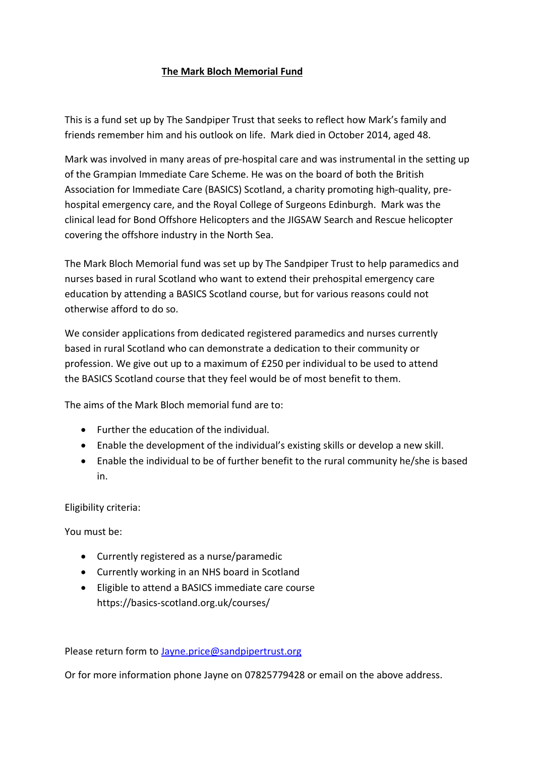# The Mark Bloch Memorial Fund

This is a fund set up by The Sandpiper Trust that seeks to reflect how Mark's family and friends remember him and his outlook on life. Mark died in October 2014, aged 48.

Mark was involved in many areas of pre-hospital care and was instrumental in the setting up of the Grampian Immediate Care Scheme. He was on the board of both the British Association for Immediate Care (BASICS) Scotland, a charity promoting high-quality, pre-hospital emergency care, and the Royal College of Surgeons Edinburgh. Mark was the clinical lead for Bond Offshore Helicopters and the JIGSAW Search and Rescue helicopter covering the offshore industry in the North Sea.

The Mark Bloch Memorial fund was set up by The Sandpiper Trust to help paramedics and nurses based in rural Scotland who want to extend their prehospital emergency care education by attending a BASICS Scotland course, but for various reasons could not otherwise afford to do so.

We consider applications from dedicated registered paramedics and nurses currently based in rural Scotland who can demonstrate a dedication to their community or profession. We give out up to a maximum of £250 per individual to be used to attend the BASICS Scotland course that they feel would be of most benefit to them.

The aims of the Mark Bloch memorial fund are to:

- Further the education of the individual.
- Enable the development of the individual's existing skills or develop a new skill.
- Enable the individual to be of further benefit to the rural community he/she is based in.

Eligibility criteria:

You must be:

- Currently registered as a nurse/paramedic
- Currently working in an NHS board in Scotland
- Eligible to attend a BASICS immediate care course https://basics-scotland.org.uk/courses/

Please return form to Jayne.price@sandpipertrust.org

Or for more information phone Jayne on 07825779428 or email on the above address.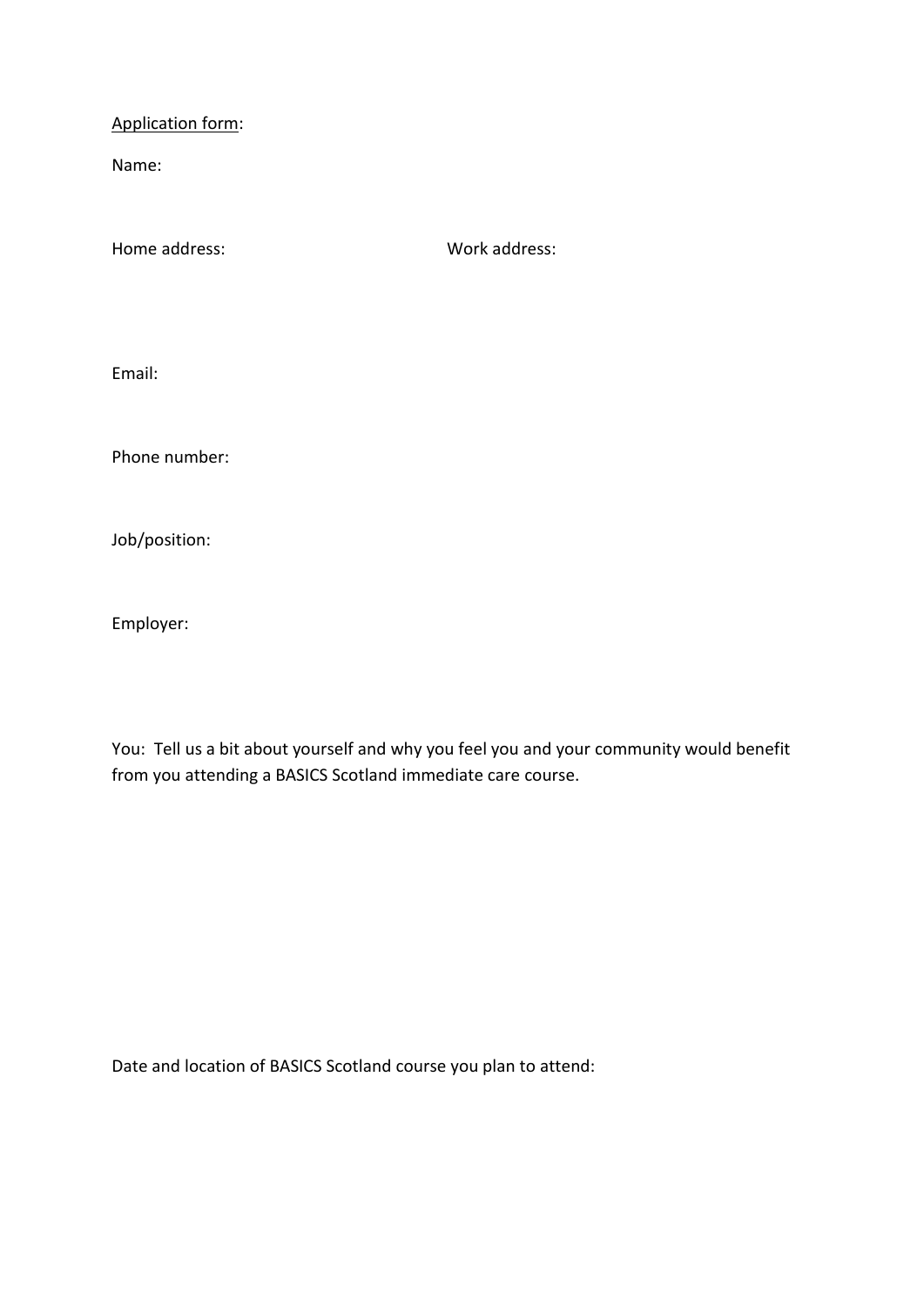<u>Application form</u>:

Name:

Home address:

Work address:

Email:

Phone number:

Job/position:

Employer:

You: Tell us a bit about yourself and why you feel you and your community would benefit from you attending a BASICS Scotland immediate care course.

Date and location of BASICS Scotland course you plan to attend: